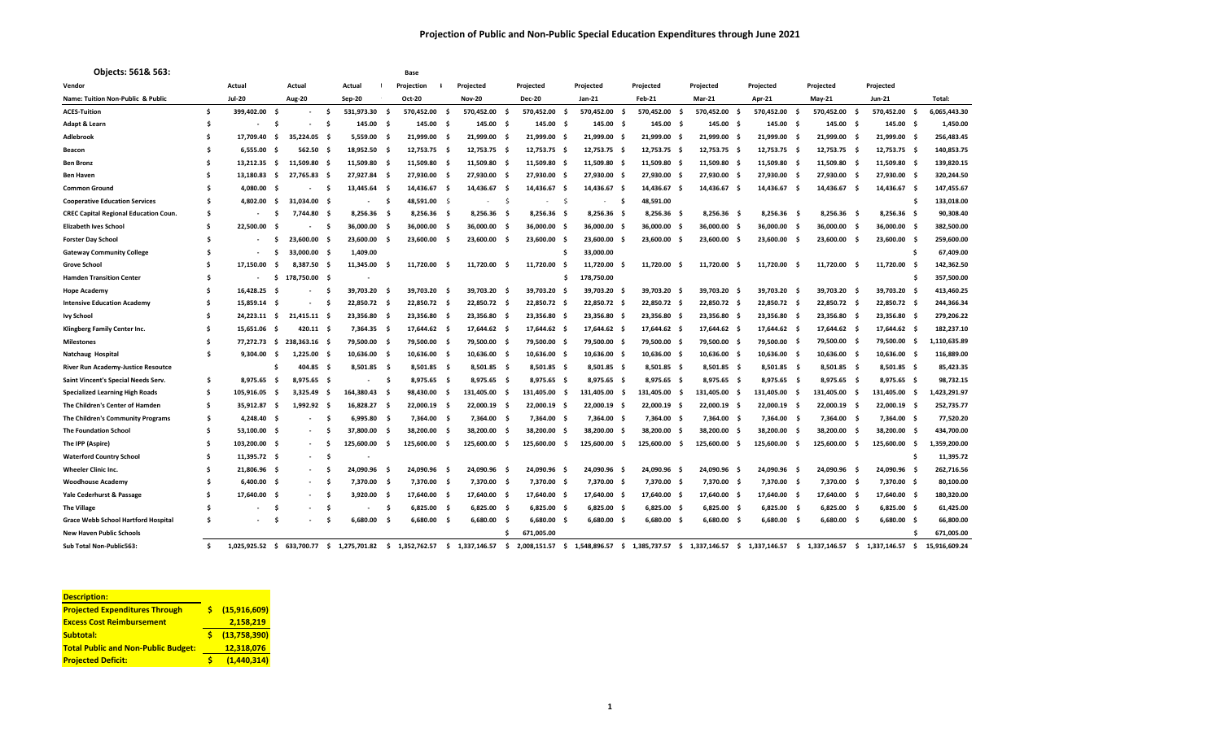# Projection of Public and Non-Public Special Education Expenditures through June 2021

**Objects: 561& 563:**

| Vendor | Actual | Actual | Actual | Base Projection | Projected | Projected | Projected | Projected | Projected | Projected | Projected | Projected | |
|---|---|---|---|---|---|---|---|---|---|---|---|---|---|
| **Name: Tuition Non-Public & Public** | **Jul-20** | **Aug-20** | **Sep-20** | **Oct-20** | **Nov-20** | **Dec-20** | **Jan-21** | **Feb-21** | **Mar-21** | **Apr-21** | **May-21** | **Jun-21** | **Total:** |
| **ACES-Tuition** | $ 399,402.00 | $ - | $ 531,973.30 | $ 570,452.00 | $ 570,452.00 | $ 570,452.00 | $ 570,452.00 | $ 570,452.00 | $ 570,452.00 | $ 570,452.00 | $ 570,452.00 | $ 570,452.00 | $ 6,065,443.30 |
| **Adapt & Learn** | $ - | $ - | $ 145.00 | $ 145.00 | $ 145.00 | $ 145.00 | $ 145.00 | $ 145.00 | $ 145.00 | $ 145.00 | $ 145.00 | $ 145.00 | $ 1,450.00 |
| **Adlebrook** | $ 17,709.40 | $ 35,224.05 | $ 5,559.00 | $ 21,999.00 | $ 21,999.00 | $ 21,999.00 | $ 21,999.00 | $ 21,999.00 | $ 21,999.00 | $ 21,999.00 | $ 21,999.00 | $ 21,999.00 | $ 256,483.45 |
| **Beacon** | $ 6,555.00 | $ 562.50 | $ 18,952.50 | $ 12,753.75 | $ 12,753.75 | $ 12,753.75 | $ 12,753.75 | $ 12,753.75 | $ 12,753.75 | $ 12,753.75 | $ 12,753.75 | $ 12,753.75 | $ 140,853.75 |
| **Ben Bronz** | $ 13,212.35 | $ 11,509.80 | $ 11,509.80 | $ 11,509.80 | $ 11,509.80 | $ 11,509.80 | $ 11,509.80 | $ 11,509.80 | $ 11,509.80 | $ 11,509.80 | $ 11,509.80 | $ 11,509.80 | $ 139,820.15 |
| **Ben Haven** | $ 13,180.83 | $ 27,765.83 | $ 27,927.84 | $ 27,930.00 | $ 27,930.00 | $ 27,930.00 | $ 27,930.00 | $ 27,930.00 | $ 27,930.00 | $ 27,930.00 | $ 27,930.00 | $ 27,930.00 | $ 320,244.50 |
| **Common Ground** | $ 4,080.00 | $ - | $ 13,445.64 | $ 14,436.67 | $ 14,436.67 | $ 14,436.67 | $ 14,436.67 | $ 14,436.67 | $ 14,436.67 | $ 14,436.67 | $ 14,436.67 | $ 14,436.67 | $ 147,455.67 |
| **Cooperative Education Services** | $ 4,802.00 | $ 31,034.00 | $ - | $ 48,591.00 | $ - | $ - | $ - | $ 48,591.00 | | | | | $ 133,018.00 |
| **CREC Capital Regional Education Coun.** | $ - | $ 7,744.80 | $ 8,256.36 | $ 8,256.36 | $ 8,256.36 | $ 8,256.36 | $ 8,256.36 | $ 8,256.36 | $ 8,256.36 | $ 8,256.36 | $ 8,256.36 | $ 8,256.36 | $ 90,308.40 |
| **Elizabeth Ives School** | $ 22,500.00 | $ - | $ 36,000.00 | $ 36,000.00 | $ 36,000.00 | $ 36,000.00 | $ 36,000.00 | $ 36,000.00 | $ 36,000.00 | $ 36,000.00 | $ 36,000.00 | $ 36,000.00 | $ 382,500.00 |
| **Forster Day School** | $ - | $ 23,600.00 | $ 23,600.00 | $ 23,600.00 | $ 23,600.00 | $ 23,600.00 | $ 23,600.00 | $ 23,600.00 | $ 23,600.00 | $ 23,600.00 | $ 23,600.00 | $ 23,600.00 | $ 259,600.00 |
| **Gateway Community College** | $ - | $ 33,000.00 | $ 1,409.00 | | | | $ 33,000.00 | | | | | | $ 67,409.00 |
| **Grove School** | $ 17,150.00 | $ 8,387.50 | $ 11,345.00 | $ 11,720.00 | $ 11,720.00 | $ 11,720.00 | $ 11,720.00 | $ 11,720.00 | $ 11,720.00 | $ 11,720.00 | $ 11,720.00 | $ 11,720.00 | $ 142,362.50 |
| **Hamden Transition Center** | $ - | $ 178,750.00 | $ - | | | | $ 178,750.00 | | | | | | $ 357,500.00 |
| **Hope Academy** | $ 16,428.25 | $ - | $ 39,703.20 | $ 39,703.20 | $ 39,703.20 | $ 39,703.20 | $ 39,703.20 | $ 39,703.20 | $ 39,703.20 | $ 39,703.20 | $ 39,703.20 | $ 39,703.20 | $ 413,460.25 |
| **Intensive Education Academy** | $ 15,859.14 | $ - | $ 22,850.72 | $ 22,850.72 | $ 22,850.72 | $ 22,850.72 | $ 22,850.72 | $ 22,850.72 | $ 22,850.72 | $ 22,850.72 | $ 22,850.72 | $ 22,850.72 | $ 244,366.34 |
| **Ivy School** | $ 24,223.11 | $ 21,415.11 | $ 23,356.80 | $ 23,356.80 | $ 23,356.80 | $ 23,356.80 | $ 23,356.80 | $ 23,356.80 | $ 23,356.80 | $ 23,356.80 | $ 23,356.80 | $ 23,356.80 | $ 279,206.22 |
| **Klingberg Family Center Inc.** | $ 15,651.06 | $ 420.11 | $ 7,364.35 | $ 17,644.62 | $ 17,644.62 | $ 17,644.62 | $ 17,644.62 | $ 17,644.62 | $ 17,644.62 | $ 17,644.62 | $ 17,644.62 | $ 17,644.62 | $ 182,237.10 |
| **Milestones** | $ 77,272.73 | $ 238,363.16 | $ 79,500.00 | $ 79,500.00 | $ 79,500.00 | $ 79,500.00 | $ 79,500.00 | $ 79,500.00 | $ 79,500.00 | $ 79,500.00 | $ 79,500.00 | $ 79,500.00 | $ 1,110,635.89 |
| **Natchaug Hospital** | $ 9,304.00 | $ 1,225.00 | $ 10,636.00 | $ 10,636.00 | $ 10,636.00 | $ 10,636.00 | $ 10,636.00 | $ 10,636.00 | $ 10,636.00 | $ 10,636.00 | $ 10,636.00 | $ 10,636.00 | $ 116,889.00 |
| **River Run Academy-Justice Resoutce** | | $ 404.85 | $ 8,501.85 | $ 8,501.85 | $ 8,501.85 | $ 8,501.85 | $ 8,501.85 | $ 8,501.85 | $ 8,501.85 | $ 8,501.85 | $ 8,501.85 | $ 8,501.85 | $ 85,423.35 |
| **Saint Vincent's Special Needs Serv.** | $ 8,975.65 | $ 8,975.65 | $ - | $ 8,975.65 | $ 8,975.65 | $ 8,975.65 | $ 8,975.65 | $ 8,975.65 | $ 8,975.65 | $ 8,975.65 | $ 8,975.65 | $ 8,975.65 | $ 98,732.15 |
| **Specialized Learning High Roads** | $ 105,916.05 | $ 3,325.49 | $ 164,380.43 | $ 98,430.00 | $ 131,405.00 | $ 131,405.00 | $ 131,405.00 | $ 131,405.00 | $ 131,405.00 | $ 131,405.00 | $ 131,405.00 | $ 131,405.00 | $ 1,423,291.97 |
| **The Children's Center of Hamden** | $ 35,912.87 | $ 1,992.92 | $ 16,828.27 | $ 22,000.19 | $ 22,000.19 | $ 22,000.19 | $ 22,000.19 | $ 22,000.19 | $ 22,000.19 | $ 22,000.19 | $ 22,000.19 | $ 22,000.19 | $ 252,735.77 |
| **The Children's Community Programs** | $ 4,248.40 | $ - | $ 6,995.80 | $ 7,364.00 | $ 7,364.00 | $ 7,364.00 | $ 7,364.00 | $ 7,364.00 | $ 7,364.00 | $ 7,364.00 | $ 7,364.00 | $ 7,364.00 | $ 77,520.20 |
| **The Foundation School** | $ 53,100.00 | $ - | $ 37,800.00 | $ 38,200.00 | $ 38,200.00 | $ 38,200.00 | $ 38,200.00 | $ 38,200.00 | $ 38,200.00 | $ 38,200.00 | $ 38,200.00 | $ 38,200.00 | $ 434,700.00 |
| **The IPP (Aspire)** | $ 103,200.00 | $ - | $ 125,600.00 | $ 125,600.00 | $ 125,600.00 | $ 125,600.00 | $ 125,600.00 | $ 125,600.00 | $ 125,600.00 | $ 125,600.00 | $ 125,600.00 | $ 125,600.00 | $ 1,359,200.00 |
| **Waterford Country School** | $ 11,395.72 | $ - | $ - | | | | | | | | | | $ 11,395.72 |
| **Wheeler Clinic Inc.** | $ 21,806.96 | $ - | $ 24,090.96 | $ 24,090.96 | $ 24,090.96 | $ 24,090.96 | $ 24,090.96 | $ 24,090.96 | $ 24,090.96 | $ 24,090.96 | $ 24,090.96 | $ 24,090.96 | $ 262,716.56 |
| **Woodhouse Academy** | $ 6,400.00 | $ - | $ 7,370.00 | $ 7,370.00 | $ 7,370.00 | $ 7,370.00 | $ 7,370.00 | $ 7,370.00 | $ 7,370.00 | $ 7,370.00 | $ 7,370.00 | $ 7,370.00 | $ 80,100.00 |
| **Yale Cederhurst & Passage** | $ 17,640.00 | $ - | $ 3,920.00 | $ 17,640.00 | $ 17,640.00 | $ 17,640.00 | $ 17,640.00 | $ 17,640.00 | $ 17,640.00 | $ 17,640.00 | $ 17,640.00 | $ 17,640.00 | $ 180,320.00 |
| **The Village** | $ - | $ - | $ - | $ 6,825.00 | $ 6,825.00 | $ 6,825.00 | $ 6,825.00 | $ 6,825.00 | $ 6,825.00 | $ 6,825.00 | $ 6,825.00 | $ 6,825.00 | $ 61,425.00 |
| **Grace Webb School Hartford Hospital** | $ - | $ - | $ 6,680.00 | $ 6,680.00 | $ 6,680.00 | $ 6,680.00 | $ 6,680.00 | $ 6,680.00 | $ 6,680.00 | $ 6,680.00 | $ 6,680.00 | $ 6,680.00 | $ 66,800.00 |
| **New Haven Public Schools** | | | | | | $ 671,005.00 | | | | | | | $ 671,005.00 |
| **Sub Total Non-Public563:** | $ 1,025,925.52 | $ 633,700.77 | $ 1,275,701.82 | $ 1,352,762.57 | $ 1,337,146.57 | $ 2,008,151.57 | $ 1,548,896.57 | $ 1,385,737.57 | $ 1,337,146.57 | $ 1,337,146.57 | $ 1,337,146.57 | $ 1,337,146.57 | $ 15,916,609.24 |

| **Description:** | |
|---|---|
| **Projected Expenditures Through** | **$ (15,916,609)** |
| **Excess Cost Reimbursement** | **2,158,219** |
| **Subtotal:** | **$ (13,758,390)** |
| **Total Public and Non-Public Budget:** | **12,318,076** |
| **Projected Deficit:** | **$ (1,440,314)** |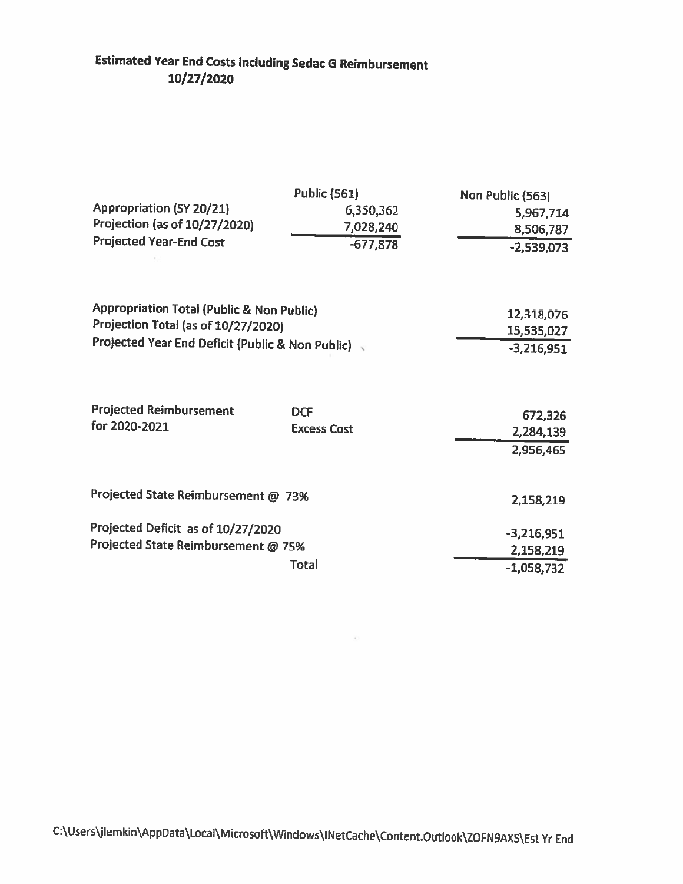# Estimated Year End Costs including Sedac G Reimbursement
## 10/27/2020

| | Public (561) | Non Public (563) |
|---|---|---|
| Appropriation (SY 20/21) | 6,350,362 | 5,967,714 |
| Projection (as of 10/27/2020) | 7,028,240 | 8,506,787 |
| Projected Year-End Cost | -677,878 | -2,539,073 |

| | |
|---|---|
| Appropriation Total (Public & Non Public) | 12,318,076 |
| Projection Total (as of 10/27/2020) | 15,535,027 |
| Projected Year End Deficit (Public & Non Public) | -3,216,951 |

| | | |
|---|---|---|
| Projected Reimbursement for 2020-2021 | DCF | 672,326 |
| | Excess Cost | 2,284,139 |
| | | 2,956,465 |

| | | |
|---|---|---|
| Projected State Reimbursement @ 73% | | 2,158,219 |
| Projected Deficit as of 10/27/2020 | | -3,216,951 |
| Projected State Reimbursement @ 75% | | 2,158,219 |
| | Total | -1,058,732 |

C:\Users\jlemkin\AppData\Local\Microsoft\Windows\INetCache\Content.Outlook\ZOFN9AXS\Est Yr End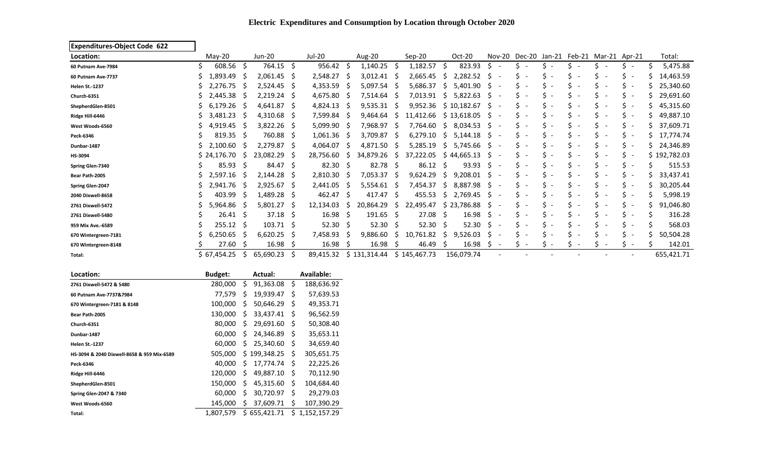# Electric Expenditures and Consumption by Location through October 2020

| Expenditures-Object Code 622 | | | | | | | | | | | | | |
|---|---|---|---|---|---|---|---|---|---|---|---|---|---|
| Location: | May-20 | Jun-20 | Jul-20 | Aug-20 | Sep-20 | Oct-20 | Nov-20 | Dec-20 | Jan-21 | Feb-21 | Mar-21 | Apr-21 | Total: |
| 60 Putnam Ave-7984 | $ 608.56 | $ 764.15 | $ 956.42 | $ 1,140.25 | $ 1,182.57 | $ 823.93 | $ - | $ - | $ - | $ - | $ - | $ - | $ 5,475.88 |
| 60 Putnam Ave-7737 | $ 1,893.49 | $ 2,061.45 | $ 2,548.27 | $ 3,012.41 | $ 2,665.45 | $ 2,282.52 | $ - | $ - | $ - | $ - | $ - | $ - | $ 14,463.59 |
| Helen St.-1237 | $ 2,276.75 | $ 2,524.45 | $ 4,353.59 | $ 5,097.54 | $ 5,686.37 | $ 5,401.90 | $ - | $ - | $ - | $ - | $ - | $ - | $ 25,340.60 |
| Church-6351 | $ 2,445.38 | $ 2,219.24 | $ 4,675.80 | $ 7,514.64 | $ 7,013.91 | $ 5,822.63 | $ - | $ - | $ - | $ - | $ - | $ - | $ 29,691.60 |
| ShepherdGlen-8501 | $ 6,179.26 | $ 4,641.87 | $ 4,824.13 | $ 9,535.31 | $ 9,952.36 | $ 10,182.67 | $ - | $ - | $ - | $ - | $ - | $ - | $ 45,315.60 |
| Ridge Hill-6446 | $ 3,481.23 | $ 4,310.68 | $ 7,599.84 | $ 9,464.64 | $ 11,412.66 | $ 13,618.05 | $ - | $ - | $ - | $ - | $ - | $ - | $ 49,887.10 |
| West Woods-6560 | $ 4,919.45 | $ 3,822.26 | $ 5,099.90 | $ 7,968.97 | $ 7,764.60 | $ 8,034.53 | $ - | $ - | $ - | $ - | $ - | $ - | $ 37,609.71 |
| Peck-6346 | $ 819.35 | $ 760.88 | $ 1,061.36 | $ 3,709.87 | $ 6,279.10 | $ 5,144.18 | $ - | $ - | $ - | $ - | $ - | $ - | $ 17,774.74 |
| Dunbar-1487 | $ 2,100.60 | $ 2,279.87 | $ 4,064.07 | $ 4,871.50 | $ 5,285.19 | $ 5,745.66 | $ - | $ - | $ - | $ - | $ - | $ - | $ 24,346.89 |
| HS-3094 | $ 24,176.70 | $ 23,082.29 | $ 28,756.60 | $ 34,879.26 | $ 37,222.05 | $ 44,665.13 | $ - | $ - | $ - | $ - | $ - | $ - | $ 192,782.03 |
| Spring Glen-7340 | $ 85.93 | $ 84.47 | $ 82.30 | $ 82.78 | $ 86.12 | $ 93.93 | $ - | $ - | $ - | $ - | $ - | $ - | $ 515.53 |
| Bear Path-2005 | $ 2,597.16 | $ 2,144.28 | $ 2,810.30 | $ 7,053.37 | $ 9,624.29 | $ 9,208.01 | $ - | $ - | $ - | $ - | $ - | $ - | $ 33,437.41 |
| Spring Glen-2047 | $ 2,941.76 | $ 2,925.67 | $ 2,441.05 | $ 5,554.61 | $ 7,454.37 | $ 8,887.98 | $ - | $ - | $ - | $ - | $ - | $ - | $ 30,205.44 |
| 2040 Dixwell-8658 | $ 403.99 | $ 1,489.28 | $ 462.47 | $ 417.47 | $ 455.53 | $ 2,769.45 | $ - | $ - | $ - | $ - | $ - | $ - | $ 5,998.19 |
| 2761 Dixwell-5472 | $ 5,964.86 | $ 5,801.27 | $ 12,134.03 | $ 20,864.29 | $ 22,495.47 | $ 23,786.88 | $ - | $ - | $ - | $ - | $ - | $ - | $ 91,046.80 |
| 2761 Dixwell-5480 | $ 26.41 | $ 37.18 | $ 16.98 | $ 191.65 | $ 27.08 | $ 16.98 | $ - | $ - | $ - | $ - | $ - | $ - | $ 316.28 |
| 959 Mix Ave.-6589 | $ 255.12 | $ 103.71 | $ 52.30 | $ 52.30 | $ 52.30 | $ 52.30 | $ - | $ - | $ - | $ - | $ - | $ - | $ 568.03 |
| 670 Wintergreen-7181 | $ 6,250.65 | $ 6,620.25 | $ 7,458.93 | $ 9,886.60 | $ 10,761.82 | $ 9,526.03 | $ - | $ - | $ - | $ - | $ - | $ - | $ 50,504.28 |
| 670 Wintergreen-8148 | $ 27.60 | $ 16.98 | $ 16.98 | $ 16.98 | $ 46.49 | $ 16.98 | $ - | $ - | $ - | $ - | $ - | $ - | $ 142.01 |
| Total: | $ 67,454.25 | $ 65,690.23 | $ 89,415.32 | $ 131,314.44 | $ 145,467.73 | 156,079.74 | - | - | - | - | - | - | 655,421.71 |

| Location: | Budget: | Actual: | Available: |
|---|---|---|---|
| 2761 Dixwell-5472 & 5480 | 280,000 | $ 91,363.08 | $ 188,636.92 |
| 60 Putnam Ave-7737&7984 | 77,579 | $ 19,939.47 | $ 57,639.53 |
| 670 Wintergreen-7181 & 8148 | 100,000 | $ 50,646.29 | $ 49,353.71 |
| Bear Path-2005 | 130,000 | $ 33,437.41 | $ 96,562.59 |
| Church-6351 | 80,000 | $ 29,691.60 | $ 50,308.40 |
| Dunbar-1487 | 60,000 | $ 24,346.89 | $ 35,653.11 |
| Helen St.-1237 | 60,000 | $ 25,340.60 | $ 34,659.40 |
| HS-3094 & 2040 Dixwell-8658 & 959 Mix-6589 | 505,000 | $ 199,348.25 | $ 305,651.75 |
| Peck-6346 | 40,000 | $ 17,774.74 | $ 22,225.26 |
| Ridge Hill-6446 | 120,000 | $ 49,887.10 | $ 70,112.90 |
| ShepherdGlen-8501 | 150,000 | $ 45,315.60 | $ 104,684.40 |
| Spring Glen-2047 & 7340 | 60,000 | $ 30,720.97 | $ 29,279.03 |
| West Woods-6560 | 145,000 | $ 37,609.71 | $ 107,390.29 |
| Total: | 1,807,579 | $ 655,421.71 | $ 1,152,157.29 |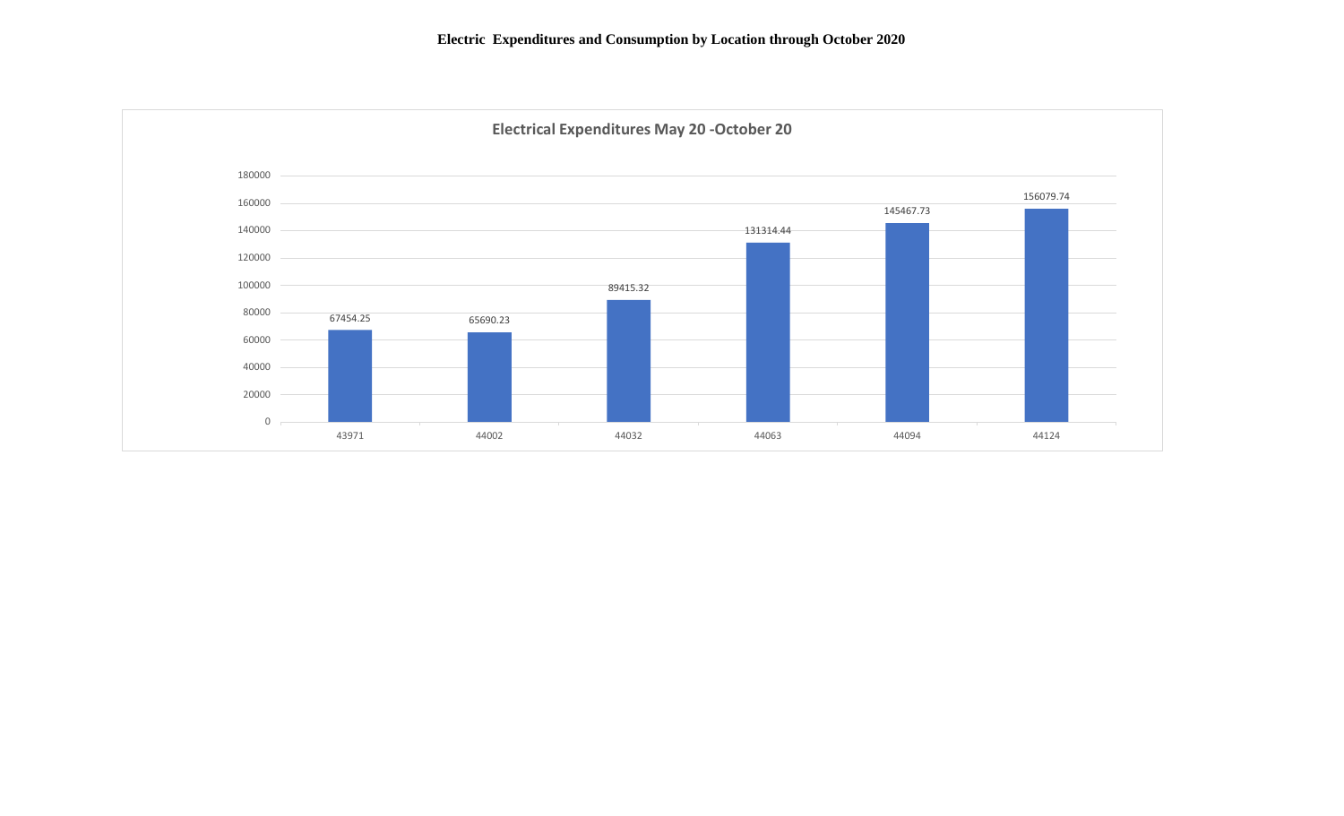**Electric Expenditures and Consumption by Location through October 2020**

**Electrical Expenditures May 20 -October 20**

| Category | Value |
|---|---|
| 43971 | 67454.25 |
| 44002 | 65690.23 |
| 44032 | 89415.32 |
| 44063 | 131314.44 |
| 44094 | 145467.73 |
| 44124 | 156079.74 |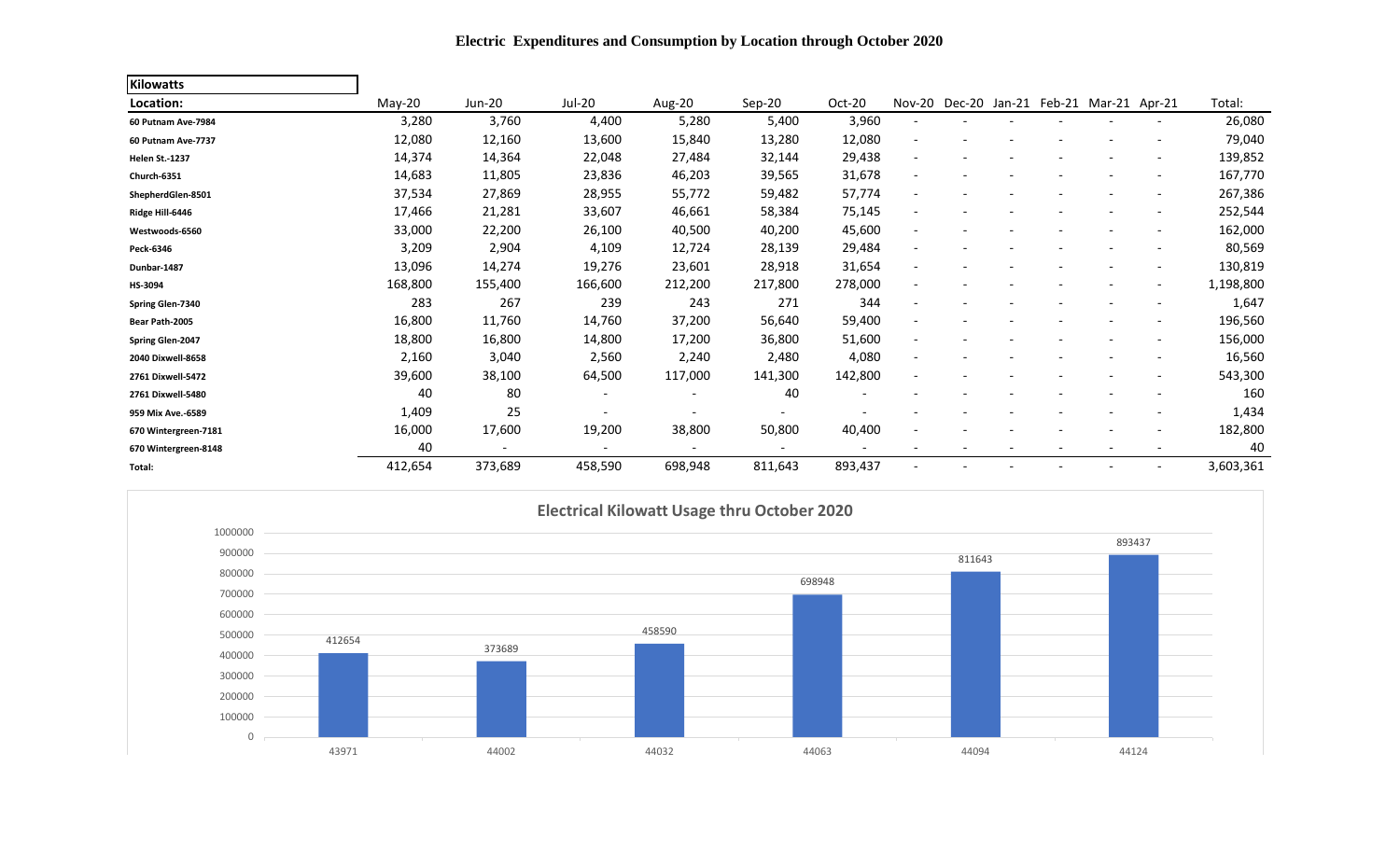# Electric Expenditures and Consumption by Location through October 2020

| Kilowatts | | | | | | | | | | | | | |
|---|---|---|---|---|---|---|---|---|---|---|---|---|---|
| **Location:** | May-20 | Jun-20 | Jul-20 | Aug-20 | Sep-20 | Oct-20 | Nov-20 | Dec-20 | Jan-21 | Feb-21 | Mar-21 | Apr-21 | Total: |
| **60 Putnam Ave-7984** | 3,280 | 3,760 | 4,400 | 5,280 | 5,400 | 3,960 | - | - | - | - | - | - | 26,080 |
| **60 Putnam Ave-7737** | 12,080 | 12,160 | 13,600 | 15,840 | 13,280 | 12,080 | - | - | - | - | - | - | 79,040 |
| **Helen St.-1237** | 14,374 | 14,364 | 22,048 | 27,484 | 32,144 | 29,438 | - | - | - | - | - | - | 139,852 |
| **Church-6351** | 14,683 | 11,805 | 23,836 | 46,203 | 39,565 | 31,678 | - | - | - | - | - | - | 167,770 |
| **ShepherdGlen-8501** | 37,534 | 27,869 | 28,955 | 55,772 | 59,482 | 57,774 | - | - | - | - | - | - | 267,386 |
| **Ridge Hill-6446** | 17,466 | 21,281 | 33,607 | 46,661 | 58,384 | 75,145 | - | - | - | - | - | - | 252,544 |
| **Westwoods-6560** | 33,000 | 22,200 | 26,100 | 40,500 | 40,200 | 45,600 | - | - | - | - | - | - | 162,000 |
| **Peck-6346** | 3,209 | 2,904 | 4,109 | 12,724 | 28,139 | 29,484 | - | - | - | - | - | - | 80,569 |
| **Dunbar-1487** | 13,096 | 14,274 | 19,276 | 23,601 | 28,918 | 31,654 | - | - | - | - | - | - | 130,819 |
| **HS-3094** | 168,800 | 155,400 | 166,600 | 212,200 | 217,800 | 278,000 | - | - | - | - | - | - | 1,198,800 |
| **Spring Glen-7340** | 283 | 267 | 239 | 243 | 271 | 344 | - | - | - | - | - | - | 1,647 |
| **Bear Path-2005** | 16,800 | 11,760 | 14,760 | 37,200 | 56,640 | 59,400 | - | - | - | - | - | - | 196,560 |
| **Spring Glen-2047** | 18,800 | 16,800 | 14,800 | 17,200 | 36,800 | 51,600 | - | - | - | - | - | - | 156,000 |
| **2040 Dixwell-8658** | 2,160 | 3,040 | 2,560 | 2,240 | 2,480 | 4,080 | - | - | - | - | - | - | 16,560 |
| **2761 Dixwell-5472** | 39,600 | 38,100 | 64,500 | 117,000 | 141,300 | 142,800 | - | - | - | - | - | - | 543,300 |
| **2761 Dixwell-5480** | 40 | 80 | - | - | 40 | - | - | - | - | - | - | - | 160 |
| **959 Mix Ave.-6589** | 1,409 | 25 | - | - | - | - | - | - | - | - | - | - | 1,434 |
| **670 Wintergreen-7181** | 16,000 | 17,600 | 19,200 | 38,800 | 50,800 | 40,400 | - | - | - | - | - | - | 182,800 |
| **670 Wintergreen-8148** | 40 | - | - | - | - | - | - | - | - | - | - | - | 40 |
| **Total:** | 412,654 | 373,689 | 458,590 | 698,948 | 811,643 | 893,437 | - | - | - | - | - | - | 3,603,361 |

## Electrical Kilowatt Usage thru October 2020

| | 43971 | 44002 | 44032 | 44063 | 44094 | 44124 |
|---|---|---|---|---|---|---|
| Kilowatts | 412654 | 373689 | 458590 | 698948 | 811643 | 893437 |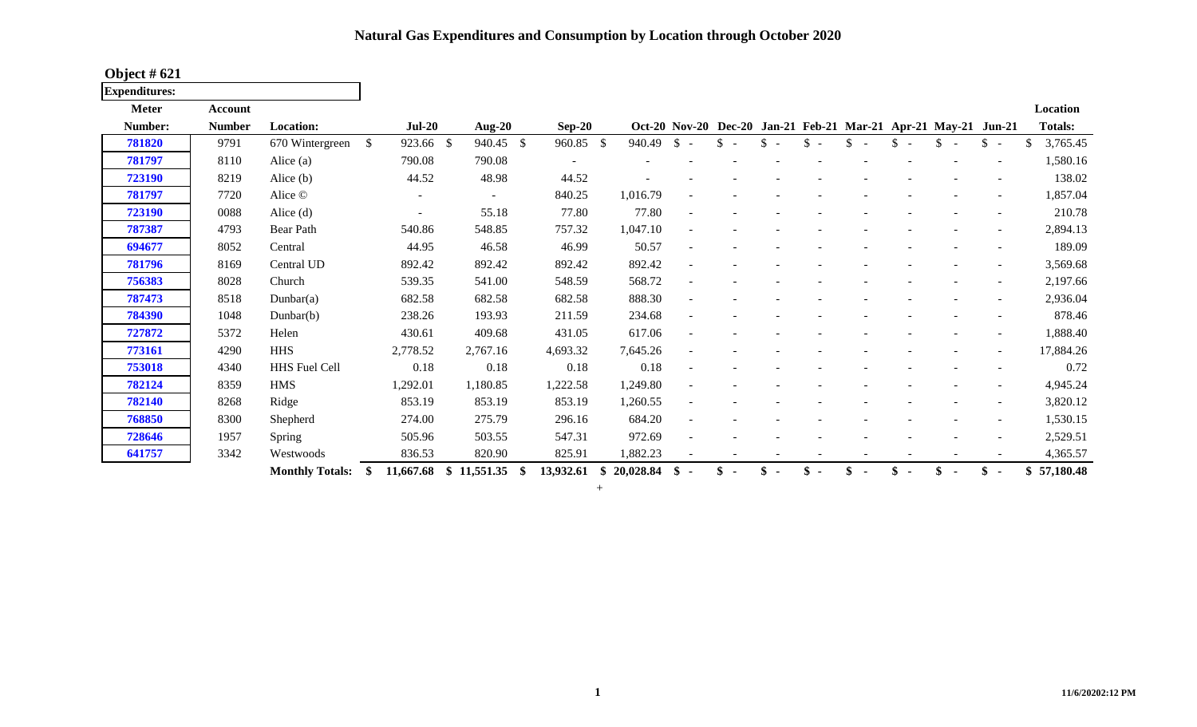# Natural Gas Expenditures and Consumption by Location through October 2020

**Object # 621**

**Expenditures:**

| Meter Number: | Account Number | Location: | Jul-20 | Aug-20 | Sep-20 | Oct-20 | Nov-20 | Dec-20 | Jan-21 | Feb-21 | Mar-21 | Apr-21 | May-21 | Jun-21 | Location Totals: |
|---|---|---|---|---|---|---|---|---|---|---|---|---|---|---|---|
| 781820 | 9791 | 670 Wintergreen | $ 923.66 | $ 940.45 | $ 960.85 | $ 940.49 | $ - | $ - | $ - | $ - | $ - | $ - | $ - | $ - | $ 3,765.45 |
| 781797 | 8110 | Alice (a) | 790.08 | 790.08 | - | - | - | - | - | - | - | - | - | - | 1,580.16 |
| 723190 | 8219 | Alice (b) | 44.52 | 48.98 | 44.52 | - | - | - | - | - | - | - | - | - | 138.02 |
| 781797 | 7720 | Alice © | - | - | 840.25 | 1,016.79 | - | - | - | - | - | - | - | - | 1,857.04 |
| 723190 | 0088 | Alice (d) | - | 55.18 | 77.80 | 77.80 | - | - | - | - | - | - | - | - | 210.78 |
| 787387 | 4793 | Bear Path | 540.86 | 548.85 | 757.32 | 1,047.10 | - | - | - | - | - | - | - | - | 2,894.13 |
| 694677 | 8052 | Central | 44.95 | 46.58 | 46.99 | 50.57 | - | - | - | - | - | - | - | - | 189.09 |
| 781796 | 8169 | Central UD | 892.42 | 892.42 | 892.42 | 892.42 | - | - | - | - | - | - | - | - | 3,569.68 |
| 756383 | 8028 | Church | 539.35 | 541.00 | 548.59 | 568.72 | - | - | - | - | - | - | - | - | 2,197.66 |
| 787473 | 8518 | Dunbar(a) | 682.58 | 682.58 | 682.58 | 888.30 | - | - | - | - | - | - | - | - | 2,936.04 |
| 784390 | 1048 | Dunbar(b) | 238.26 | 193.93 | 211.59 | 234.68 | - | - | - | - | - | - | - | - | 878.46 |
| 727872 | 5372 | Helen | 430.61 | 409.68 | 431.05 | 617.06 | - | - | - | - | - | - | - | - | 1,888.40 |
| 773161 | 4290 | HHS | 2,778.52 | 2,767.16 | 4,693.32 | 7,645.26 | - | - | - | - | - | - | - | - | 17,884.26 |
| 753018 | 4340 | HHS Fuel Cell | 0.18 | 0.18 | 0.18 | 0.18 | - | - | - | - | - | - | - | - | 0.72 |
| 782124 | 8359 | HMS | 1,292.01 | 1,180.85 | 1,222.58 | 1,249.80 | - | - | - | - | - | - | - | - | 4,945.24 |
| 782140 | 8268 | Ridge | 853.19 | 853.19 | 853.19 | 1,260.55 | - | - | - | - | - | - | - | - | 3,820.12 |
| 768850 | 8300 | Shepherd | 274.00 | 275.79 | 296.16 | 684.20 | - | - | - | - | - | - | - | - | 1,530.15 |
| 728646 | 1957 | Spring | 505.96 | 503.55 | 547.31 | 972.69 | - | - | - | - | - | - | - | - | 2,529.51 |
| 641757 | 3342 | Westwoods | 836.53 | 820.90 | 825.91 | 1,882.23 | - | - | - | - | - | - | - | - | 4,365.57 |
| | | **Monthly Totals:** | **$ 11,667.68** | **$ 11,551.35** | **$ 13,932.61** | **$ 20,028.84** | **$ -** | **$ -** | **$ -** | **$ -** | **$ -** | **$ -** | **$ -** | **$ -** | **$ 57,180.48** |

+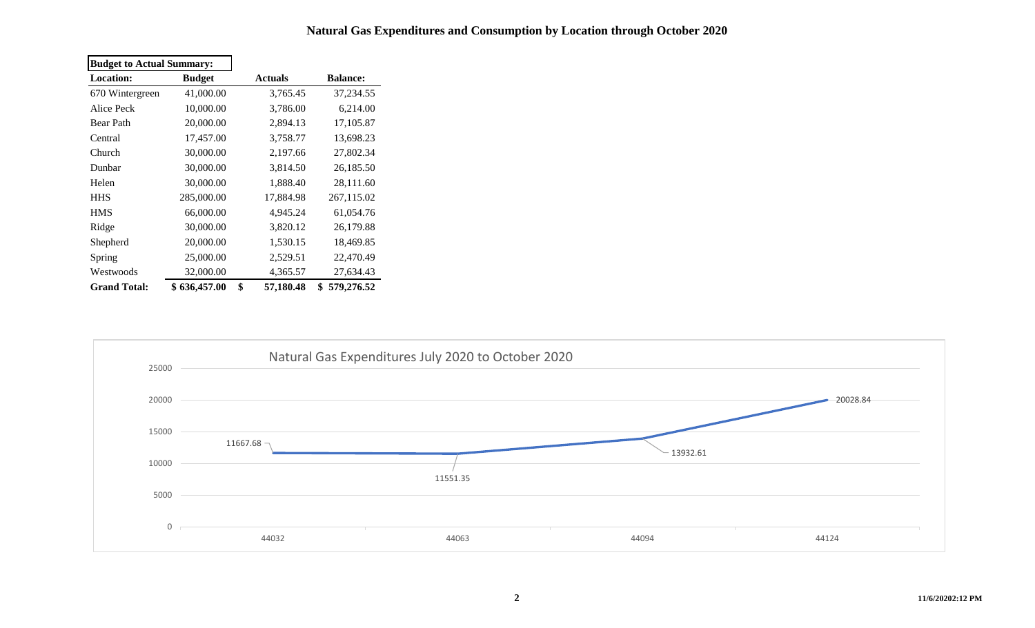# Natural Gas Expenditures and Consumption by Location through October 2020

**Budget to Actual Summary:**

| Location: | Budget | Actuals | Balance: |
|---|---|---|---|
| 670 Wintergreen | 41,000.00 | 3,765.45 | 37,234.55 |
| Alice Peck | 10,000.00 | 3,786.00 | 6,214.00 |
| Bear Path | 20,000.00 | 2,894.13 | 17,105.87 |
| Central | 17,457.00 | 3,758.77 | 13,698.23 |
| Church | 30,000.00 | 2,197.66 | 27,802.34 |
| Dunbar | 30,000.00 | 3,814.50 | 26,185.50 |
| Helen | 30,000.00 | 1,888.40 | 28,111.60 |
| HHS | 285,000.00 | 17,884.98 | 267,115.02 |
| HMS | 66,000.00 | 4,945.24 | 61,054.76 |
| Ridge | 30,000.00 | 3,820.12 | 26,179.88 |
| Shepherd | 20,000.00 | 1,530.15 | 18,469.85 |
| Spring | 25,000.00 | 2,529.51 | 22,470.49 |
| Westwoods | 32,000.00 | 4,365.57 | 27,634.43 |
| **Grand Total:** | **$ 636,457.00** | **$ 57,180.48** | **$ 579,276.52** |

Natural Gas Expenditures July 2020 to October 2020

| Date | Expenditure |
|---|---|
| 44032 | 11667.68 |
| 44063 | 11551.35 |
| 44094 | 13932.61 |
| 44124 | 20028.84 |

11/6/2020 2:12 PM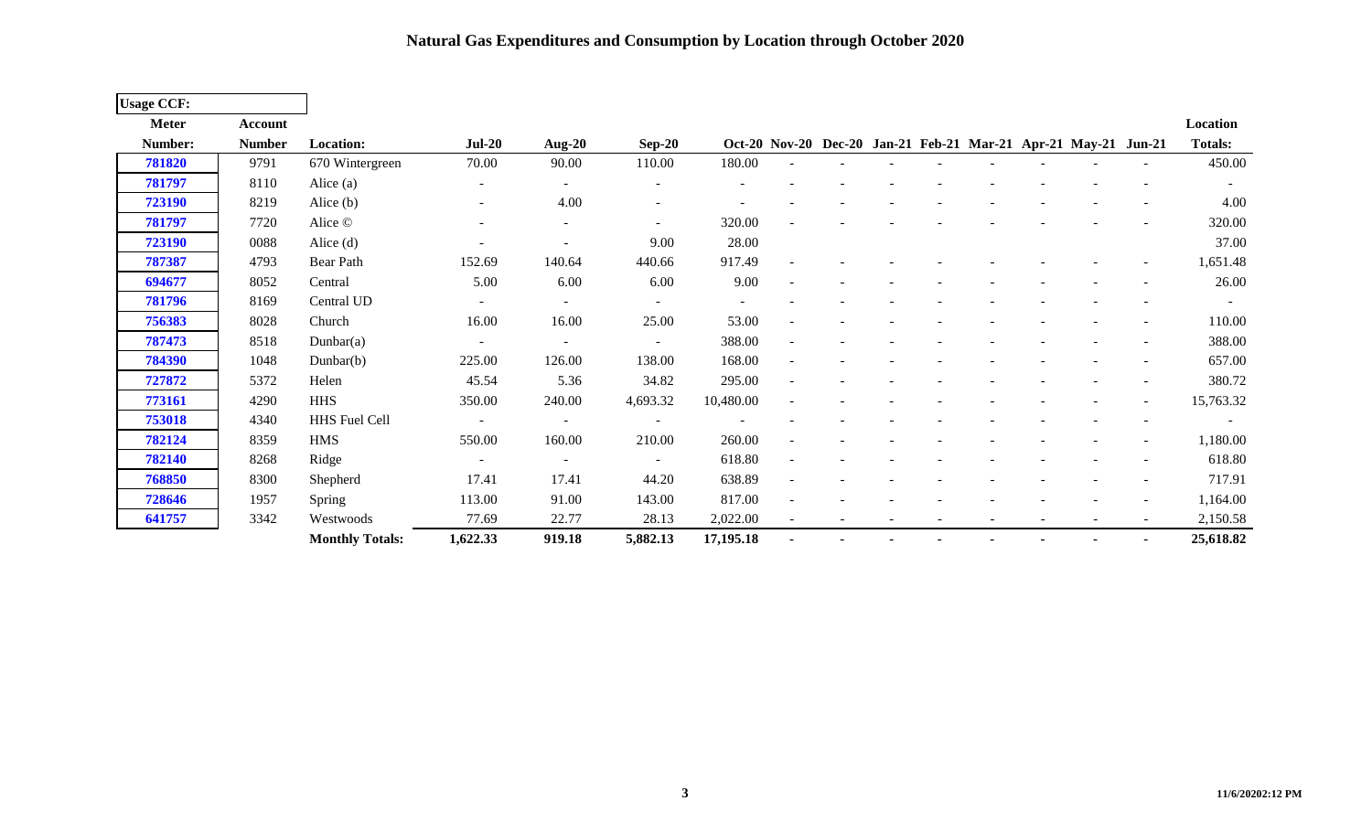# Natural Gas Expenditures and Consumption by Location through October 2020

**Usage CCF:**

| Meter Number: | Account Number | Location: | Jul-20 | Aug-20 | Sep-20 | Oct-20 | Nov-20 | Dec-20 | Jan-21 | Feb-21 | Mar-21 | Apr-21 | May-21 | Jun-21 | Location Totals: |
|---|---|---|---|---|---|---|---|---|---|---|---|---|---|---|---|
| 781820 | 9791 | 670 Wintergreen | 70.00 | 90.00 | 110.00 | 180.00 | - | - | - | - | - | - | - | - | 450.00 |
| 781797 | 8110 | Alice (a) | - | - | - | - | - | - | - | - | - | - | - | - | - |
| 723190 | 8219 | Alice (b) | - | 4.00 | - | - | - | - | - | - | - | - | - | - | 4.00 |
| 781797 | 7720 | Alice © | - | - | - | 320.00 | - | - | - | - | - | - | - | - | 320.00 |
| 723190 | 0088 | Alice (d) | - | - | 9.00 | 28.00 | | | | | | | | | 37.00 |
| 787387 | 4793 | Bear Path | 152.69 | 140.64 | 440.66 | 917.49 | - | - | - | - | - | - | - | - | 1,651.48 |
| 694677 | 8052 | Central | 5.00 | 6.00 | 6.00 | 9.00 | - | - | - | - | - | - | - | - | 26.00 |
| 781796 | 8169 | Central UD | - | - | - | - | - | - | - | - | - | - | - | - | - |
| 756383 | 8028 | Church | 16.00 | 16.00 | 25.00 | 53.00 | - | - | - | - | - | - | - | - | 110.00 |
| 787473 | 8518 | Dunbar(a) | - | - | - | 388.00 | - | - | - | - | - | - | - | - | 388.00 |
| 784390 | 1048 | Dunbar(b) | 225.00 | 126.00 | 138.00 | 168.00 | - | - | - | - | - | - | - | - | 657.00 |
| 727872 | 5372 | Helen | 45.54 | 5.36 | 34.82 | 295.00 | - | - | - | - | - | - | - | - | 380.72 |
| 773161 | 4290 | HHS | 350.00 | 240.00 | 4,693.32 | 10,480.00 | - | - | - | - | - | - | - | - | 15,763.32 |
| 753018 | 4340 | HHS Fuel Cell | - | - | - | - | - | - | - | - | - | - | - | - | - |
| 782124 | 8359 | HMS | 550.00 | 160.00 | 210.00 | 260.00 | - | - | - | - | - | - | - | - | 1,180.00 |
| 782140 | 8268 | Ridge | - | - | - | 618.80 | - | - | - | - | - | - | - | - | 618.80 |
| 768850 | 8300 | Shepherd | 17.41 | 17.41 | 44.20 | 638.89 | - | - | - | - | - | - | - | - | 717.91 |
| 728646 | 1957 | Spring | 113.00 | 91.00 | 143.00 | 817.00 | - | - | - | - | - | - | - | - | 1,164.00 |
| 641757 | 3342 | Westwoods | 77.69 | 22.77 | 28.13 | 2,022.00 | - | - | - | - | - | - | - | - | 2,150.58 |
| | | **Monthly Totals:** | **1,622.33** | **919.18** | **5,882.13** | **17,195.18** | **-** | **-** | **-** | **-** | **-** | **-** | **-** | **-** | **25,618.82** |

11/6/20202:12 PM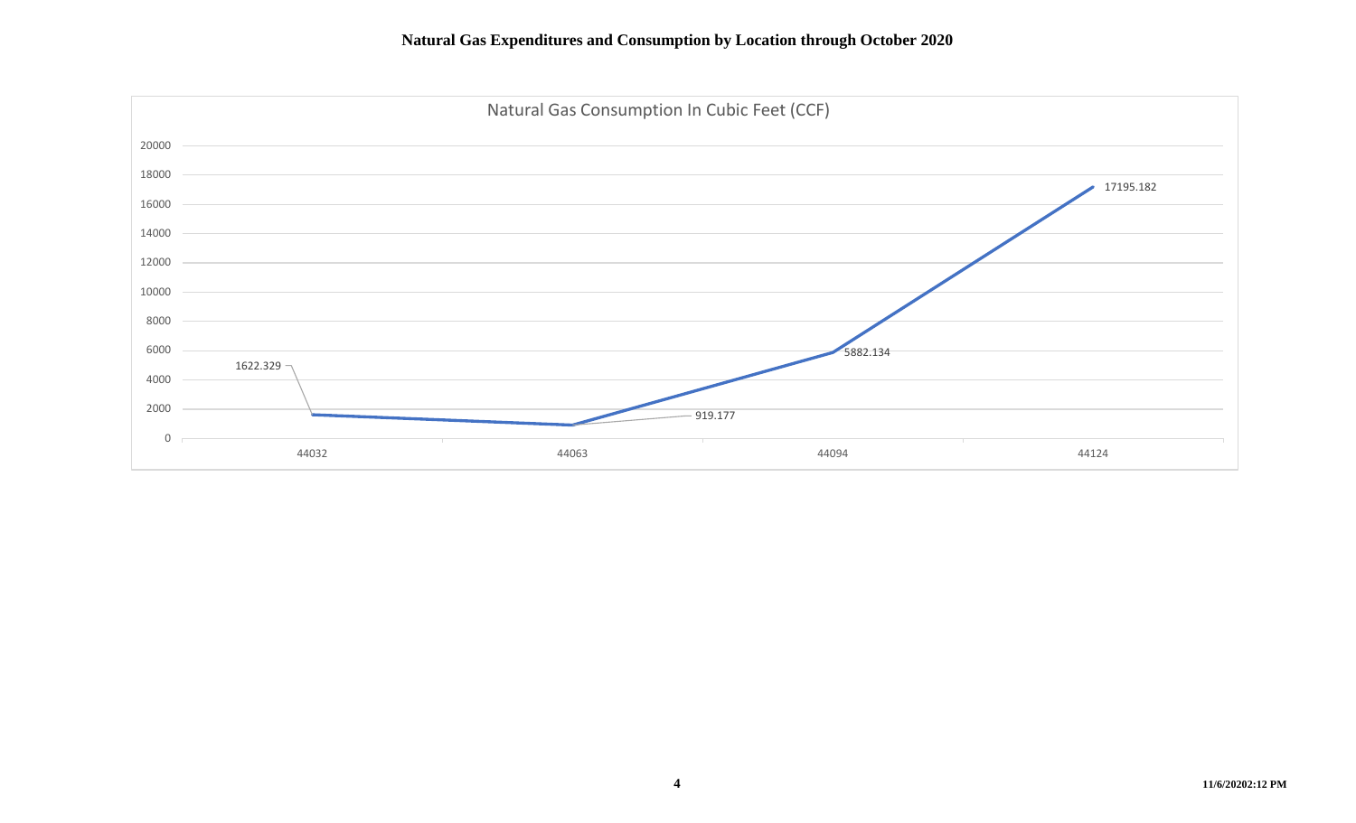# Natural Gas Expenditures and Consumption by Location through October 2020

Natural Gas Consumption In Cubic Feet (CCF)

| Month | CCF |
|---|---|
| 44032 | 1622.329 |
| 44063 | 919.177 |
| 44094 | 5882.134 |
| 44124 | 17195.182 |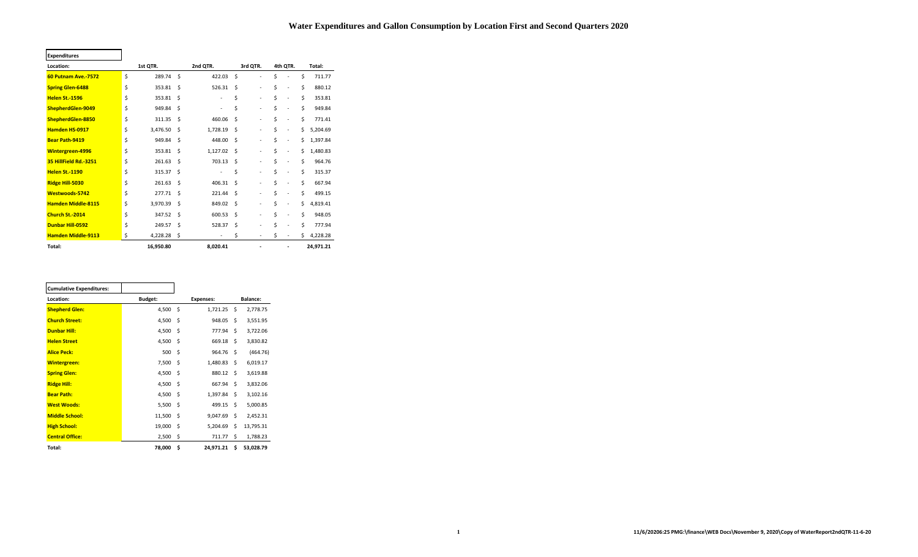# Water Expenditures and Gallon Consumption by Location First and Second Quarters 2020

| Expenditures | | | | | |
|---|---|---|---|---|---|
| Location: | 1st QTR. | 2nd QTR. | 3rd QTR. | 4th QTR. | Total: |
| 60 Putnam Ave.-7572 | $ 289.74 | $ 422.03 | $ - | $ - | $ 711.77 |
| Spring Glen-6488 | $ 353.81 | $ 526.31 | $ - | $ - | $ 880.12 |
| Helen St.-1596 | $ 353.81 | $ - | $ - | $ - | $ 353.81 |
| ShepherdGlen-9049 | $ 949.84 | $ - | $ - | $ - | $ 949.84 |
| ShepherdGlen-8850 | $ 311.35 | $ 460.06 | $ - | $ - | $ 771.41 |
| Hamden HS-0917 | $ 3,476.50 | $ 1,728.19 | $ - | $ - | $ 5,204.69 |
| Bear Path-9419 | $ 949.84 | $ 448.00 | $ - | $ - | $ 1,397.84 |
| Wintergreen-4996 | $ 353.81 | $ 1,127.02 | $ - | $ - | $ 1,480.83 |
| 35 HillField Rd.-3251 | $ 261.63 | $ 703.13 | $ - | $ - | $ 964.76 |
| Helen St.-1190 | $ 315.37 | $ - | $ - | $ - | $ 315.37 |
| Ridge Hill-5030 | $ 261.63 | $ 406.31 | $ - | $ - | $ 667.94 |
| Westwoods-5742 | $ 277.71 | $ 221.44 | $ - | $ - | $ 499.15 |
| Hamden Middle-8115 | $ 3,970.39 | $ 849.02 | $ - | $ - | $ 4,819.41 |
| Church St.-2014 | $ 347.52 | $ 600.53 | $ - | $ - | $ 948.05 |
| Dunbar Hill-0592 | $ 249.57 | $ 528.37 | $ - | $ - | $ 777.94 |
| Hamden Middle-9113 | $ 4,228.28 | $ - | $ - | $ - | $ 4,228.28 |
| Total: | 16,950.80 | 8,020.41 | - | - | 24,971.21 |

| Cumulative Expenditures: | | | |
|---|---|---|---|
| Location: | Budget: | Expenses: | Balance: |
| Shepherd Glen: | 4,500 | $ 1,721.25 | $ 2,778.75 |
| Church Street: | 4,500 | $ 948.05 | $ 3,551.95 |
| Dunbar Hill: | 4,500 | $ 777.94 | $ 3,722.06 |
| Helen Street | 4,500 | $ 669.18 | $ 3,830.82 |
| Alice Peck: | 500 | $ 964.76 | $ (464.76) |
| Wintergreen: | 7,500 | $ 1,480.83 | $ 6,019.17 |
| Spring Glen: | 4,500 | $ 880.12 | $ 3,619.88 |
| Ridge Hill: | 4,500 | $ 667.94 | $ 3,832.06 |
| Bear Path: | 4,500 | $ 1,397.84 | $ 3,102.16 |
| West Woods: | 5,500 | $ 499.15 | $ 5,000.85 |
| Middle School: | 11,500 | $ 9,047.69 | $ 2,452.31 |
| High School: | 19,000 | $ 5,204.69 | $ 13,795.31 |
| Central Office: | 2,500 | $ 711.77 | $ 1,788.23 |
| Total: | 78,000 | $ 24,971.21 | $ 53,028.79 |

11/6/20206:25 PMG:\finance\WEB Docs\November 9, 2020\Copy of WaterReport2ndQTR-11-6-20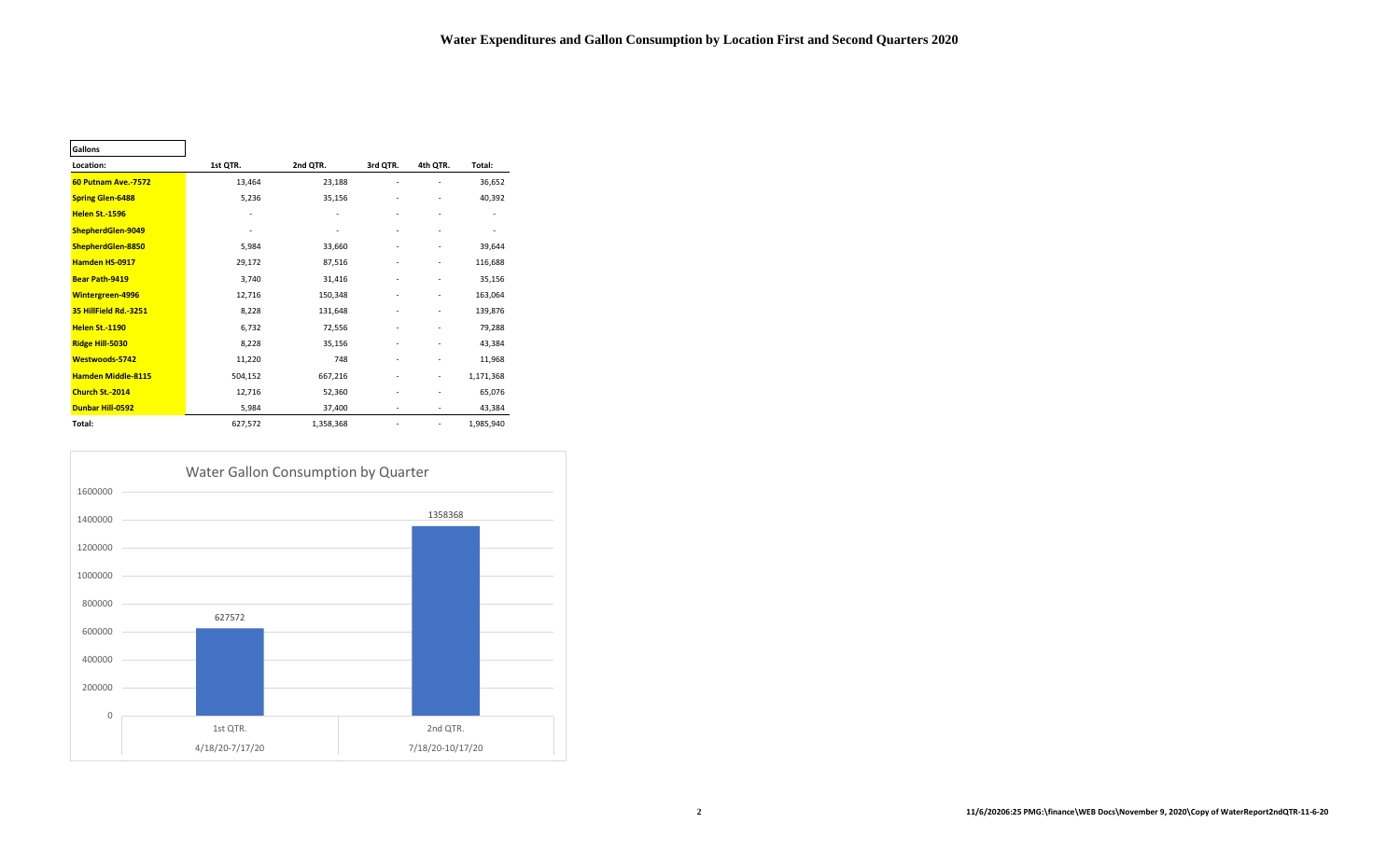# Water Expenditures and Gallon Consumption by Location First and Second Quarters 2020

| Gallons | | | | | |
|---|---|---|---|---|---|
| **Location:** | **1st QTR.** | **2nd QTR.** | **3rd QTR.** | **4th QTR.** | **Total:** |
| **60 Putnam Ave.-7572** | 13,464 | 23,188 | - | - | 36,652 |
| **Spring Glen-6488** | 5,236 | 35,156 | - | - | 40,392 |
| **Helen St.-1596** | - | - | - | - | - |
| **ShepherdGlen-9049** | - | - | - | - | - |
| **ShepherdGlen-8850** | 5,984 | 33,660 | - | - | 39,644 |
| **Hamden HS-0917** | 29,172 | 87,516 | - | - | 116,688 |
| **Bear Path-9419** | 3,740 | 31,416 | - | - | 35,156 |
| **Wintergreen-4996** | 12,716 | 150,348 | - | - | 163,064 |
| **35 HillField Rd.-3251** | 8,228 | 131,648 | - | - | 139,876 |
| **Helen St.-1190** | 6,732 | 72,556 | - | - | 79,288 |
| **Ridge Hill-5030** | 8,228 | 35,156 | - | - | 43,384 |
| **Westwoods-5742** | 11,220 | 748 | - | - | 11,968 |
| **Hamden Middle-8115** | 504,152 | 667,216 | - | - | 1,171,368 |
| **Church St.-2014** | 12,716 | 52,360 | - | - | 65,076 |
| **Dunbar Hill-0592** | 5,984 | 37,400 | - | - | 43,384 |
| **Total:** | 627,572 | 1,358,368 | - | - | 1,985,940 |

**Water Gallon Consumption by Quarter**

| Quarter | Period | Gallons |
|---|---|---|
| 1st QTR. | 4/18/20-7/17/20 | 627572 |
| 2nd QTR. | 7/18/20-10/17/20 | 1358368 |

11/6/20206:25 PMG:\finance\WEB Docs\November 9, 2020\Copy of WaterReport2ndQTR-11-6-20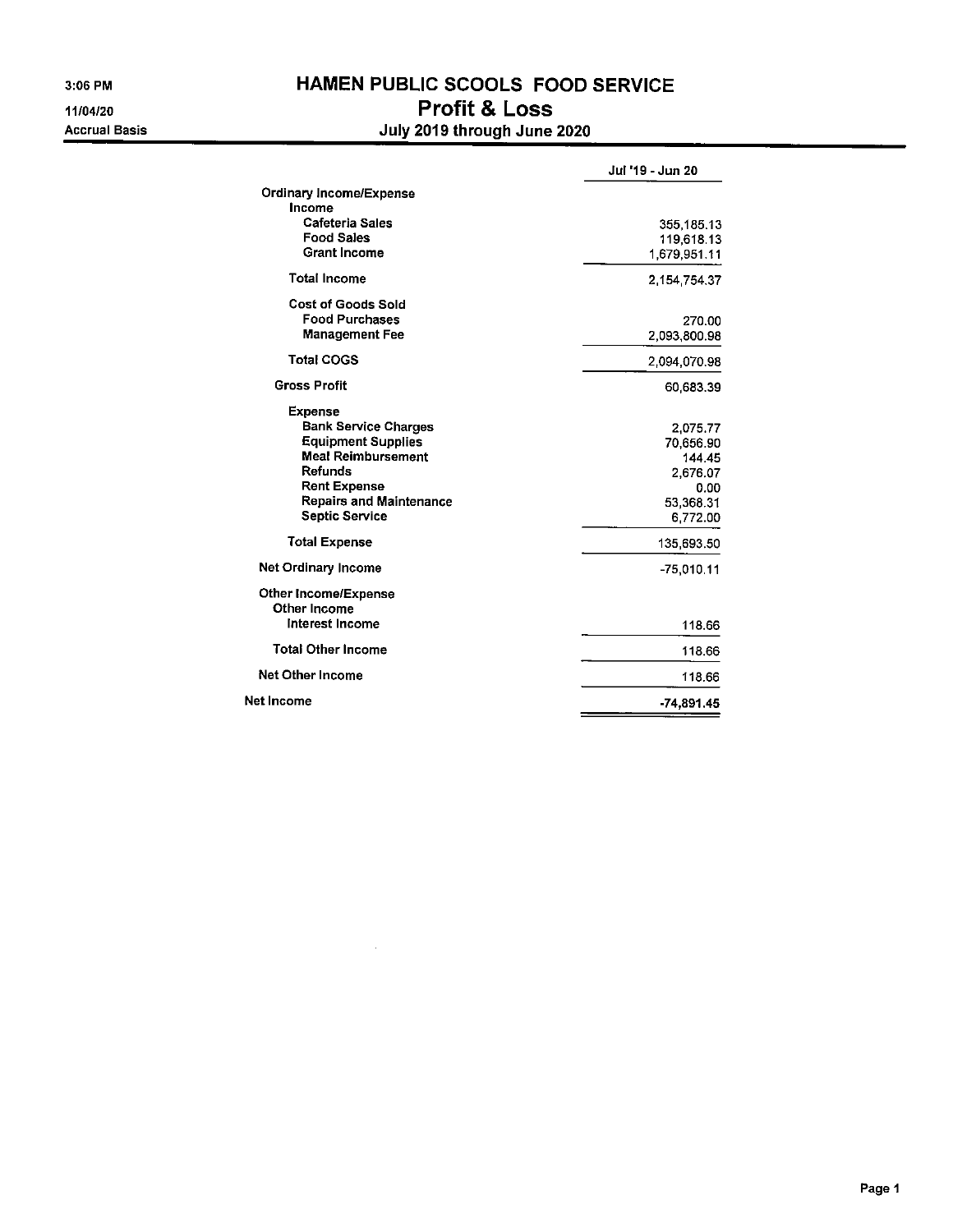3:06 PM
11/04/20
Accrual Basis

# HAMEN PUBLIC SCOOLS FOOD SERVICE
## Profit & Loss
### July 2019 through June 2020

| | Jul '19 - Jun 20 |
|---|---|
| **Ordinary Income/Expense** | |
| **Income** | |
| Cafeteria Sales | 355,185.13 |
| Food Sales | 119,618.13 |
| Grant Income | 1,679,951.11 |
| **Total Income** | 2,154,754.37 |
| **Cost of Goods Sold** | |
| Food Purchases | 270.00 |
| Management Fee | 2,093,800.98 |
| **Total COGS** | 2,094,070.98 |
| **Gross Profit** | 60,683.39 |
| **Expense** | |
| Bank Service Charges | 2,075.77 |
| Equipment Supplies | 70,656.90 |
| Meal Reimbursement | 144.45 |
| Refunds | 2,676.07 |
| Rent Expense | 0.00 |
| Repairs and Maintenance | 53,368.31 |
| Septic Service | 6,772.00 |
| **Total Expense** | 135,693.50 |
| **Net Ordinary Income** | -75,010.11 |
| **Other Income/Expense** | |
| **Other Income** | |
| Interest Income | 118.66 |
| **Total Other Income** | 118.66 |
| **Net Other Income** | 118.66 |
| **Net Income** | -74,891.45 |